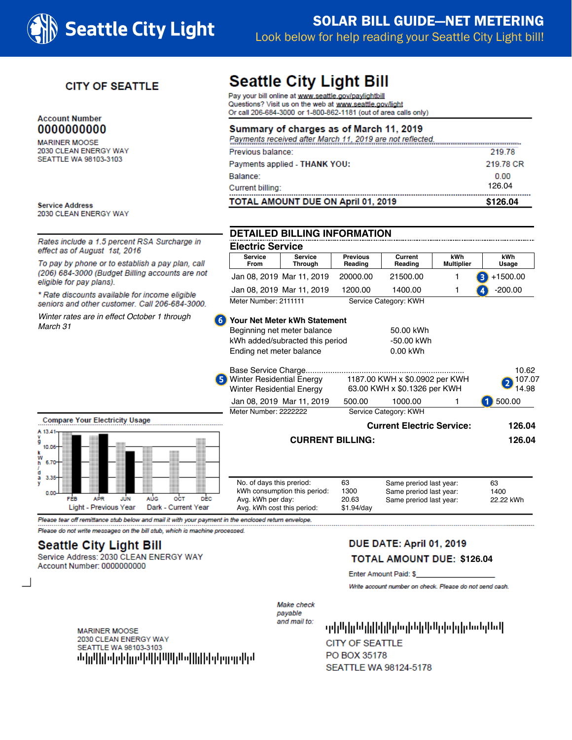# Seattle City Light

## SOLAR BILL GUIDE—NET METERING

Look below for help reading your Seattle City Light bill!

### CITY OF SEATTLE

**Account Number**
**0000000000**

MARINER MOOSE
2030 CLEAN ENERGY WAY
SEATTLE WA 98103-3103

**Service Address**
2030 CLEAN ENERGY WAY

*Rates include a 1.5 percent RSA Surcharge in effect as of August 1st, 2016*

*To pay by phone or to establish a pay plan, call (206) 684-3000 (Budget Billing accounts are not eligible for pay plans).*

*\* Rate discounts available for income eligible seniors and other customer. Call 206-684-3000.*

*Winter rates are in effect October 1 through March 31*

# Seattle City Light Bill

Pay your bill online at www.seattle.gov/paylightbill
Questions? Visit us on the web at www.seattle.gov/light
Or call 206-684-3000 or 1-800-862-1181 (out of area calls only)

## Summary of charges as of March 11, 2019

*Payments received after March 11, 2019 are not reflected.*

| | |
|---|---|
| Previous balance: | 219.78 |
| Payments applied - **THANK YOU:** | 219.78 CR |
| Balance: | 0.00 |
| Current billing: | 126.04 |
| **TOTAL AMOUNT DUE ON April 01, 2019** | **$126.04** |

## DETAILED BILLING INFORMATION

### Electric Service

| Service From | Service Through | Previous Reading | Current Reading | kWh Multiplier | kWh Usage |
|---|---|---|---|---|---|
| Jan 08, 2019 | Mar 11, 2019 | 20000.00 | 21500.00 | 1 | (3) +1500.00 |
| Jan 08, 2019 | Mar 11, 2019 | 1200.00 | 1400.00 | 1 | (4) -200.00 |

Meter Number: 2111111 Service Category: KWH

**(6) Your Net Meter kWh Statement**

| | |
|---|---|
| Beginning net meter balance | 50.00 kWh |
| kWh added/subracted this period | -50.00 kWh |
| Ending net meter balance | 0.00 kWh |

| | | |
|---|---|---|
| Base Service Charge | | 10.62 |
| (5) Winter Residential Energy | 1187.00 KWH x $0.0902 per KWH | (2) 107.07 |
| Winter Residential Energy | 63.00 KWH x $0.1326 per KWH | 14.98 |

| Service From | Service Through | Previous Reading | Current Reading | kWh Multiplier | kWh Usage |
|---|---|---|---|---|---|
| Jan 08, 2019 | Mar 11, 2019 | 500.00 | 1000.00 | 1 | (1) 500.00 |

Meter Number: 2222222 Service Category: KWH

**Current Electric Service: 126.04**

**CURRENT BILLING: 126.04**

### Compare Your Electricity Usage

Avg kWh/day: 13.41, 10.06, 6.70, 3.35, 0.00 — FEB, APR, JUN, AUG, OCT, DEC — Light - Previous Year, Dark - Current Year

| | | | |
|---|---|---|---|
| No. of days this preriod: | 63 | Same preriod last year: | 63 |
| kWh consumption this period: | 1300 | Same preriod last year: | 1400 |
| Avg. kWh per day: | 20.63 | Same preriod last year: | 22.22 kWh |
| Avg. kWh cost this period: | $1.94/day | | |

*Please tear off remittance stub below and mail it with your payment in the enclosed return envelope.*

*Please do not write messages on the bill stub, which is machine processed.*

# Seattle City Light Bill

Service Address: 2030 CLEAN ENERGY WAY
Account Number: 0000000000

**DUE DATE: April 01, 2019**

**TOTAL AMOUNT DUE: $126.04**

Enter Amount Paid: $\_\_\_\_\_\_\_\_\_\_\_\_\_\_\_\_\_\_\_\_

*Write account number on check. Please do not send cash.*

*Make check payable and mail to:*

CITY OF SEATTLE
PO BOX 35178
SEATTLE WA 98124-5178

MARINER MOOSE
2030 CLEAN ENERGY WAY
SEATTLE WA 98103-3103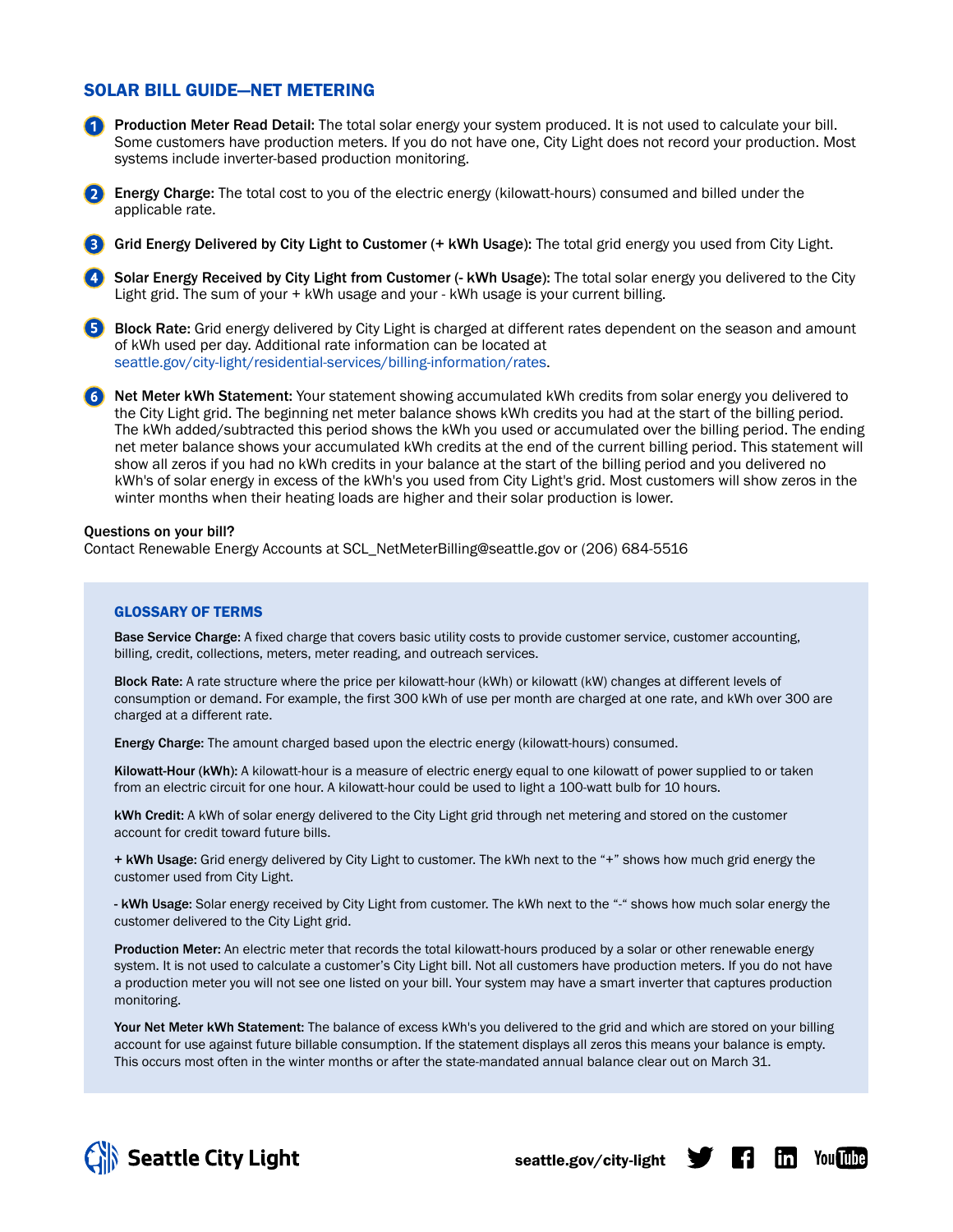## SOLAR BILL GUIDE—NET METERING

1. **Production Meter Read Detail:** The total solar energy your system produced. It is not used to calculate your bill. Some customers have production meters. If you do not have one, City Light does not record your production. Most systems include inverter-based production monitoring.

2. **Energy Charge:** The total cost to you of the electric energy (kilowatt-hours) consumed and billed under the applicable rate.

3. **Grid Energy Delivered by City Light to Customer (+ kWh Usage):** The total grid energy you used from City Light.

4. **Solar Energy Received by City Light from Customer (- kWh Usage):** The total solar energy you delivered to the City Light grid. The sum of your + kWh usage and your - kWh usage is your current billing.

5. **Block Rate:** Grid energy delivered by City Light is charged at different rates dependent on the season and amount of kWh used per day. Additional rate information can be located at seattle.gov/city-light/residential-services/billing-information/rates.

6. **Net Meter kWh Statement:** Your statement showing accumulated kWh credits from solar energy you delivered to the City Light grid. The beginning net meter balance shows kWh credits you had at the start of the billing period. The kWh added/subtracted this period shows the kWh you used or accumulated over the billing period. The ending net meter balance shows your accumulated kWh credits at the end of the current billing period. This statement will show all zeros if you had no kWh credits in your balance at the start of the billing period and you delivered no kWh's of solar energy in excess of the kWh's you used from City Light's grid. Most customers will show zeros in the winter months when their heating loads are higher and their solar production is lower.

**Questions on your bill?**
Contact Renewable Energy Accounts at SCL_NetMeterBilling@seattle.gov or (206) 684-5516

### GLOSSARY OF TERMS

**Base Service Charge:** A fixed charge that covers basic utility costs to provide customer service, customer accounting, billing, credit, collections, meters, meter reading, and outreach services.

**Block Rate:** A rate structure where the price per kilowatt-hour (kWh) or kilowatt (kW) changes at different levels of consumption or demand. For example, the first 300 kWh of use per month are charged at one rate, and kWh over 300 are charged at a different rate.

**Energy Charge:** The amount charged based upon the electric energy (kilowatt-hours) consumed.

**Kilowatt-Hour (kWh):** A kilowatt-hour is a measure of electric energy equal to one kilowatt of power supplied to or taken from an electric circuit for one hour. A kilowatt-hour could be used to light a 100-watt bulb for 10 hours.

**kWh Credit:** A kWh of solar energy delivered to the City Light grid through net metering and stored on the customer account for credit toward future bills.

**+ kWh Usage:** Grid energy delivered by City Light to customer. The kWh next to the "+" shows how much grid energy the customer used from City Light.

**- kWh Usage:** Solar energy received by City Light from customer. The kWh next to the "-" shows how much solar energy the customer delivered to the City Light grid.

**Production Meter:** An electric meter that records the total kilowatt-hours produced by a solar or other renewable energy system. It is not used to calculate a customer's City Light bill. Not all customers have production meters. If you do not have a production meter you will not see one listed on your bill. Your system may have a smart inverter that captures production monitoring.

**Your Net Meter kWh Statement:** The balance of excess kWh's you delivered to the grid and which are stored on your billing account for use against future billable consumption. If the statement displays all zeros this means your balance is empty. This occurs most often in the winter months or after the state-mandated annual balance clear out on March 31.

Seattle City Light

seattle.gov/city-light